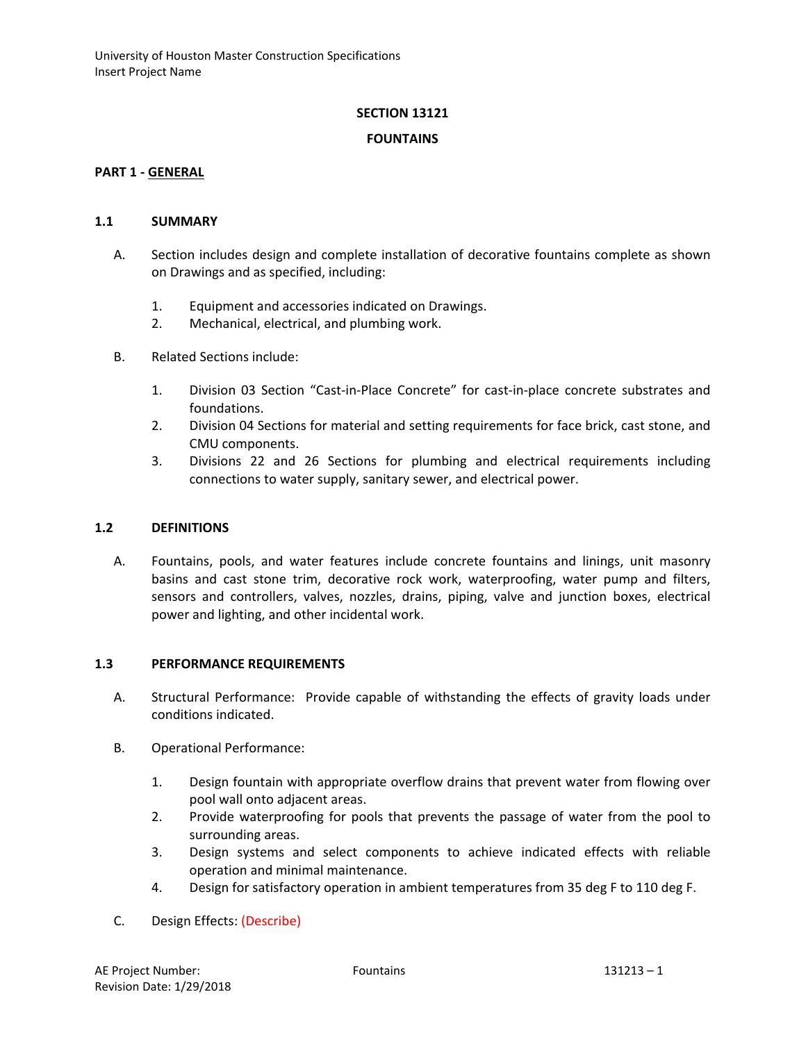# SECTION 13121

# FOUNTAINS

## PART 1 - GENERAL

### 1.1 SUMMARY

A. Section includes design and complete installation of decorative fountains complete as shown on Drawings and as specified, including:

1. Equipment and accessories indicated on Drawings.
2. Mechanical, electrical, and plumbing work.

B. Related Sections include:

1. Division 03 Section "Cast-in-Place Concrete" for cast-in-place concrete substrates and foundations.
2. Division 04 Sections for material and setting requirements for face brick, cast stone, and CMU components.
3. Divisions 22 and 26 Sections for plumbing and electrical requirements including connections to water supply, sanitary sewer, and electrical power.

### 1.2 DEFINITIONS

A. Fountains, pools, and water features include concrete fountains and linings, unit masonry basins and cast stone trim, decorative rock work, waterproofing, water pump and filters, sensors and controllers, valves, nozzles, drains, piping, valve and junction boxes, electrical power and lighting, and other incidental work.

### 1.3 PERFORMANCE REQUIREMENTS

A. Structural Performance: Provide capable of withstanding the effects of gravity loads under conditions indicated.

B. Operational Performance:

1. Design fountain with appropriate overflow drains that prevent water from flowing over pool wall onto adjacent areas.
2. Provide waterproofing for pools that prevents the passage of water from the pool to surrounding areas.
3. Design systems and select components to achieve indicated effects with reliable operation and minimal maintenance.
4. Design for satisfactory operation in ambient temperatures from 35 deg F to 110 deg F.

C. Design Effects: (Describe)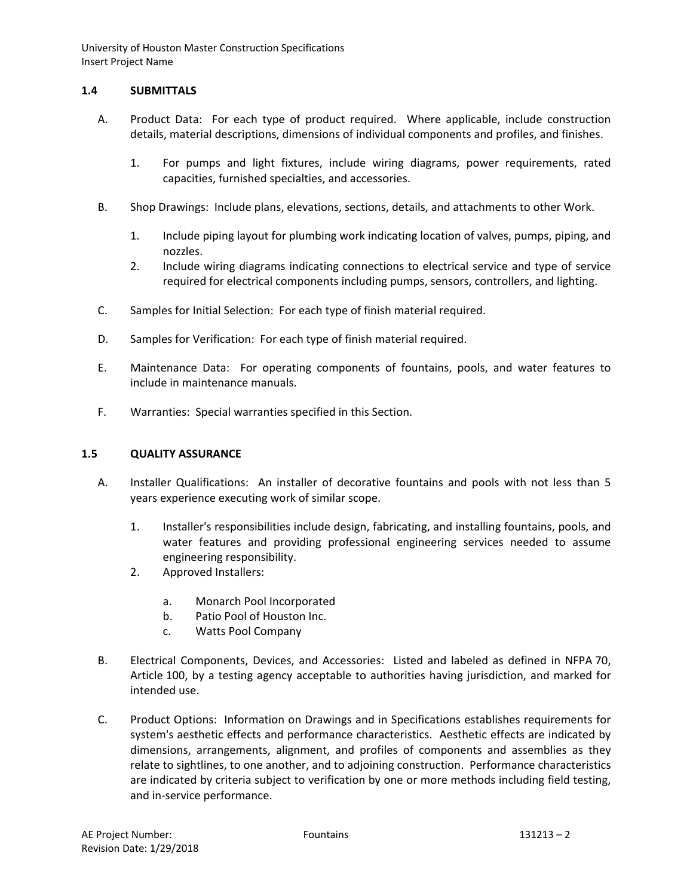## 1.4 SUBMITTALS

A. Product Data: For each type of product required. Where applicable, include construction details, material descriptions, dimensions of individual components and profiles, and finishes.

   1. For pumps and light fixtures, include wiring diagrams, power requirements, rated capacities, furnished specialties, and accessories.

B. Shop Drawings: Include plans, elevations, sections, details, and attachments to other Work.

   1. Include piping layout for plumbing work indicating location of valves, pumps, piping, and nozzles.
   2. Include wiring diagrams indicating connections to electrical service and type of service required for electrical components including pumps, sensors, controllers, and lighting.

C. Samples for Initial Selection: For each type of finish material required.

D. Samples for Verification: For each type of finish material required.

E. Maintenance Data: For operating components of fountains, pools, and water features to include in maintenance manuals.

F. Warranties: Special warranties specified in this Section.

## 1.5 QUALITY ASSURANCE

A. Installer Qualifications: An installer of decorative fountains and pools with not less than 5 years experience executing work of similar scope.

   1. Installer's responsibilities include design, fabricating, and installing fountains, pools, and water features and providing professional engineering services needed to assume engineering responsibility.
   2. Approved Installers:

      a. Monarch Pool Incorporated
      b. Patio Pool of Houston Inc.
      c. Watts Pool Company

B. Electrical Components, Devices, and Accessories: Listed and labeled as defined in NFPA 70, Article 100, by a testing agency acceptable to authorities having jurisdiction, and marked for intended use.

C. Product Options: Information on Drawings and in Specifications establishes requirements for system's aesthetic effects and performance characteristics. Aesthetic effects are indicated by dimensions, arrangements, alignment, and profiles of components and assemblies as they relate to sightlines, to one another, and to adjoining construction. Performance characteristics are indicated by criteria subject to verification by one or more methods including field testing, and in-service performance.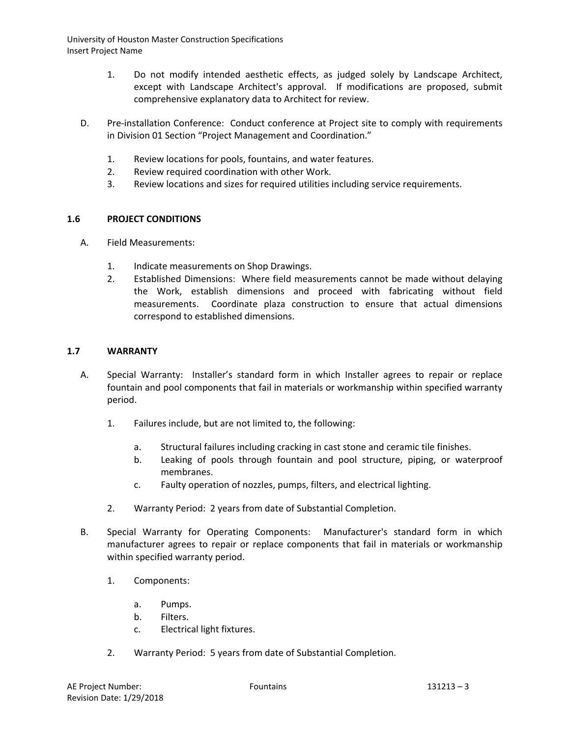1. Do not modify intended aesthetic effects, as judged solely by Landscape Architect, except with Landscape Architect's approval. If modifications are proposed, submit comprehensive explanatory data to Architect for review.

D. Pre-installation Conference: Conduct conference at Project site to comply with requirements in Division 01 Section "Project Management and Coordination."

1. Review locations for pools, fountains, and water features.
2. Review required coordination with other Work.
3. Review locations and sizes for required utilities including service requirements.

## 1.6 PROJECT CONDITIONS

A. Field Measurements:

1. Indicate measurements on Shop Drawings.
2. Established Dimensions: Where field measurements cannot be made without delaying the Work, establish dimensions and proceed with fabricating without field measurements. Coordinate plaza construction to ensure that actual dimensions correspond to established dimensions.

## 1.7 WARRANTY

A. Special Warranty: Installer's standard form in which Installer agrees to repair or replace fountain and pool components that fail in materials or workmanship within specified warranty period.

1. Failures include, but are not limited to, the following:
   a. Structural failures including cracking in cast stone and ceramic tile finishes.
   b. Leaking of pools through fountain and pool structure, piping, or waterproof membranes.
   c. Faulty operation of nozzles, pumps, filters, and electrical lighting.
2. Warranty Period: 2 years from date of Substantial Completion.

B. Special Warranty for Operating Components: Manufacturer's standard form in which manufacturer agrees to repair or replace components that fail in materials or workmanship within specified warranty period.

1. Components:
   a. Pumps.
   b. Filters.
   c. Electrical light fixtures.
2. Warranty Period: 5 years from date of Substantial Completion.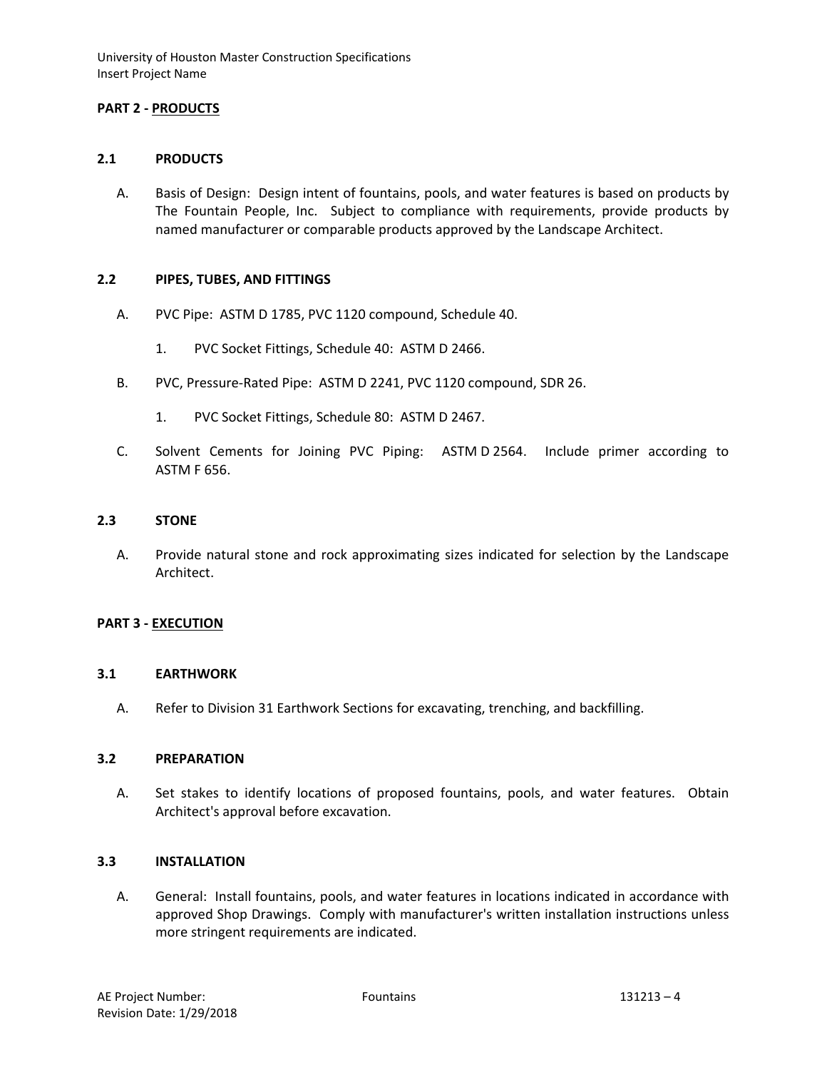## PART 2 - PRODUCTS

### 2.1 PRODUCTS

A. Basis of Design: Design intent of fountains, pools, and water features is based on products by The Fountain People, Inc. Subject to compliance with requirements, provide products by named manufacturer or comparable products approved by the Landscape Architect.

### 2.2 PIPES, TUBES, AND FITTINGS

A. PVC Pipe: ASTM D 1785, PVC 1120 compound, Schedule 40.

1. PVC Socket Fittings, Schedule 40: ASTM D 2466.

B. PVC, Pressure-Rated Pipe: ASTM D 2241, PVC 1120 compound, SDR 26.

1. PVC Socket Fittings, Schedule 80: ASTM D 2467.

C. Solvent Cements for Joining PVC Piping: ASTM D 2564. Include primer according to ASTM F 656.

### 2.3 STONE

A. Provide natural stone and rock approximating sizes indicated for selection by the Landscape Architect.

## PART 3 - EXECUTION

### 3.1 EARTHWORK

A. Refer to Division 31 Earthwork Sections for excavating, trenching, and backfilling.

### 3.2 PREPARATION

A. Set stakes to identify locations of proposed fountains, pools, and water features. Obtain Architect's approval before excavation.

### 3.3 INSTALLATION

A. General: Install fountains, pools, and water features in locations indicated in accordance with approved Shop Drawings. Comply with manufacturer's written installation instructions unless more stringent requirements are indicated.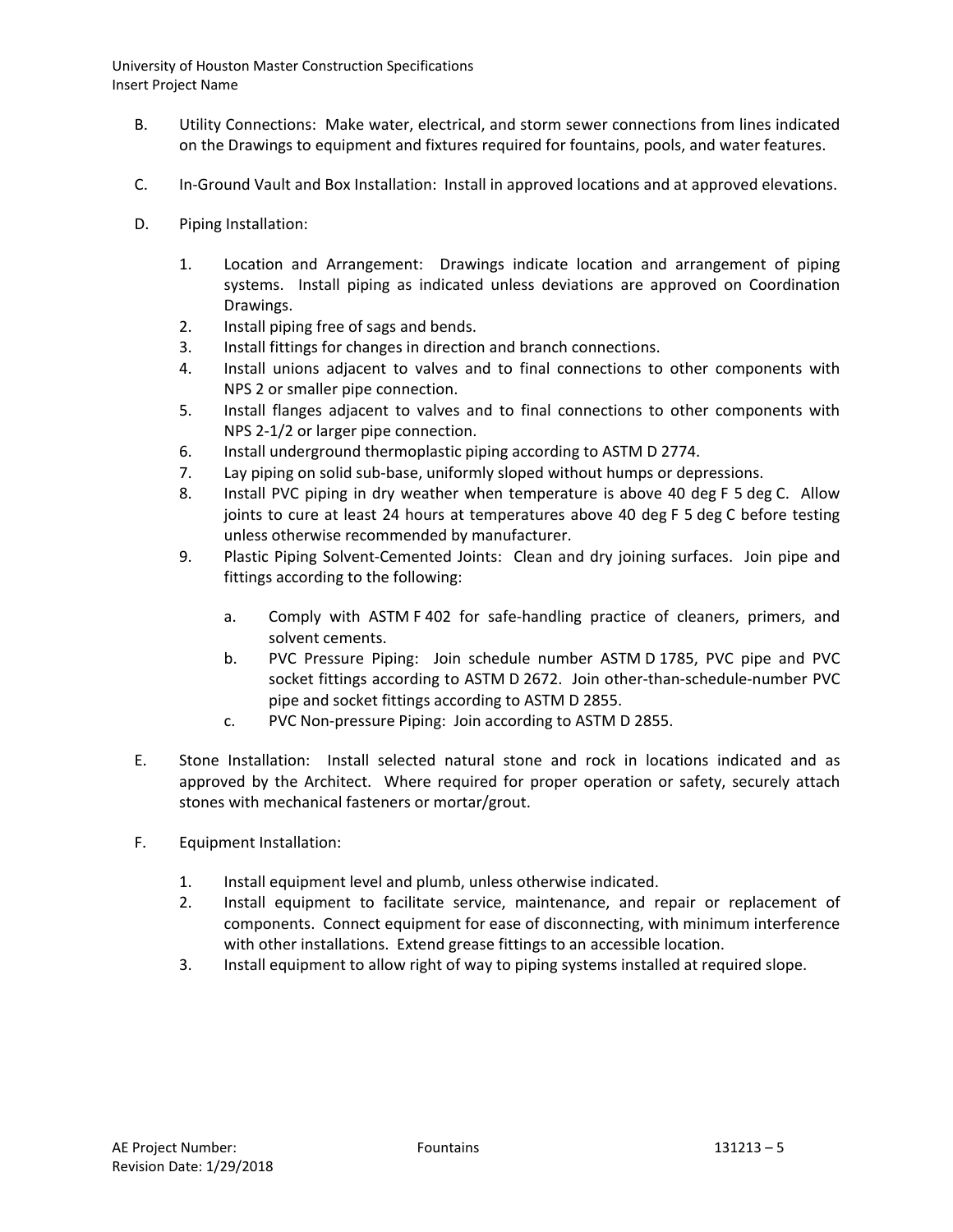B. Utility Connections: Make water, electrical, and storm sewer connections from lines indicated on the Drawings to equipment and fixtures required for fountains, pools, and water features.

C. In-Ground Vault and Box Installation: Install in approved locations and at approved elevations.

D. Piping Installation:

1. Location and Arrangement: Drawings indicate location and arrangement of piping systems. Install piping as indicated unless deviations are approved on Coordination Drawings.
2. Install piping free of sags and bends.
3. Install fittings for changes in direction and branch connections.
4. Install unions adjacent to valves and to final connections to other components with NPS 2 or smaller pipe connection.
5. Install flanges adjacent to valves and to final connections to other components with NPS 2-1/2 or larger pipe connection.
6. Install underground thermoplastic piping according to ASTM D 2774.
7. Lay piping on solid sub-base, uniformly sloped without humps or depressions.
8. Install PVC piping in dry weather when temperature is above 40 deg F 5 deg C. Allow joints to cure at least 24 hours at temperatures above 40 deg F 5 deg C before testing unless otherwise recommended by manufacturer.
9. Plastic Piping Solvent-Cemented Joints: Clean and dry joining surfaces. Join pipe and fittings according to the following:

    a. Comply with ASTM F 402 for safe-handling practice of cleaners, primers, and solvent cements.
    b. PVC Pressure Piping: Join schedule number ASTM D 1785, PVC pipe and PVC socket fittings according to ASTM D 2672. Join other-than-schedule-number PVC pipe and socket fittings according to ASTM D 2855.
    c. PVC Non-pressure Piping: Join according to ASTM D 2855.

E. Stone Installation: Install selected natural stone and rock in locations indicated and as approved by the Architect. Where required for proper operation or safety, securely attach stones with mechanical fasteners or mortar/grout.

F. Equipment Installation:

1. Install equipment level and plumb, unless otherwise indicated.
2. Install equipment to facilitate service, maintenance, and repair or replacement of components. Connect equipment for ease of disconnecting, with minimum interference with other installations. Extend grease fittings to an accessible location.
3. Install equipment to allow right of way to piping systems installed at required slope.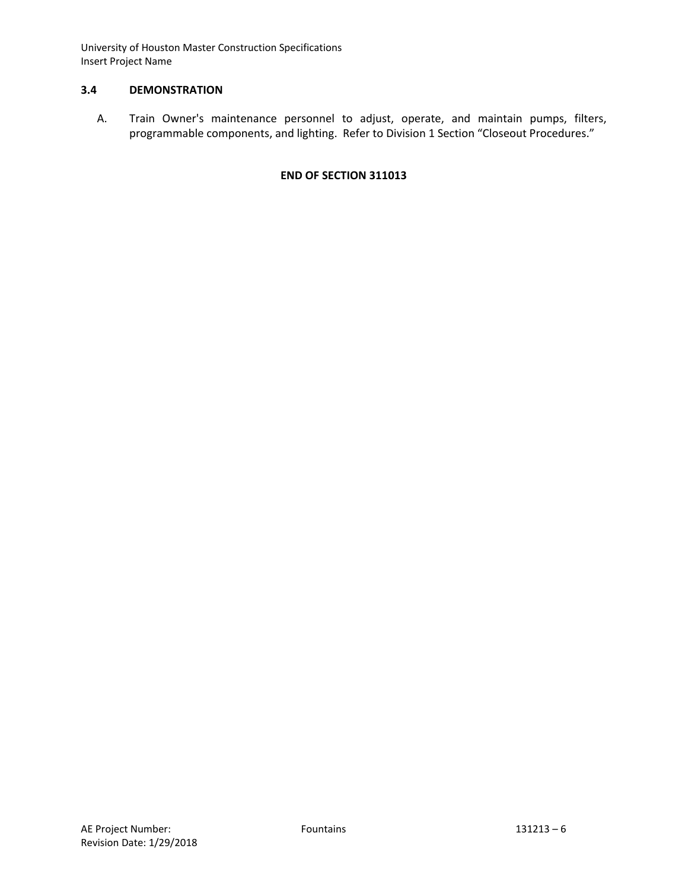### 3.4 DEMONSTRATION

A. Train Owner's maintenance personnel to adjust, operate, and maintain pumps, filters, programmable components, and lighting. Refer to Division 1 Section "Closeout Procedures."

**END OF SECTION 311013**